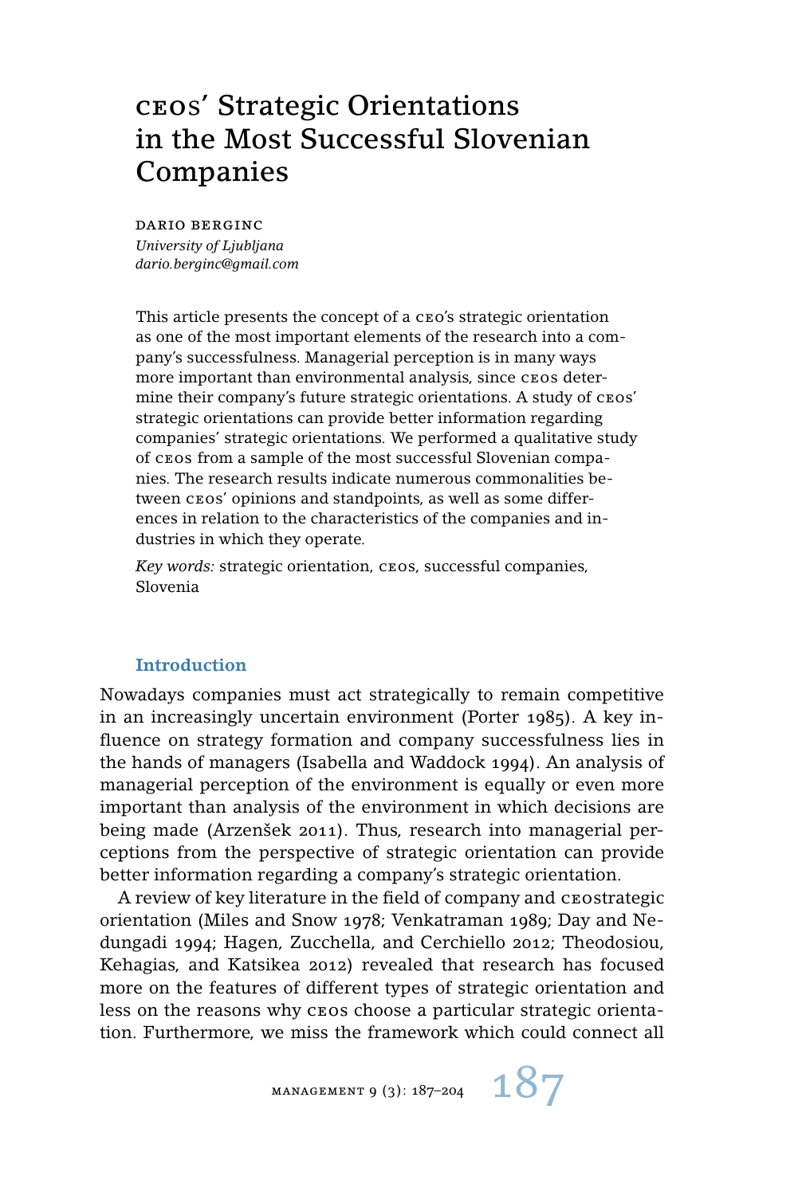# CEOs' Strategic Orientations in the Most Successful Slovenian Companies

DARIO BERGINC
*University of Ljubljana*
*dario.berginc@gmail.com*

This article presents the concept of a CEO's strategic orientation as one of the most important elements of the research into a company's successfulness. Managerial perception is in many ways more important than environmental analysis, since CEOs determine their company's future strategic orientations. A study of CEOs' strategic orientations can provide better information regarding companies' strategic orientations. We performed a qualitative study of CEOs from a sample of the most successful Slovenian companies. The research results indicate numerous commonalities between CEOs' opinions and standpoints, as well as some differences in relation to the characteristics of the companies and industries in which they operate.

*Key words:* strategic orientation, CEOs, successful companies, Slovenia

## Introduction

Nowadays companies must act strategically to remain competitive in an increasingly uncertain environment (Porter 1985). A key influence on strategy formation and company successfulness lies in the hands of managers (Isabella and Waddock 1994). An analysis of managerial perception of the environment is equally or even more important than analysis of the environment in which decisions are being made (Arzenšek 2011). Thus, research into managerial perceptions from the perspective of strategic orientation can provide better information regarding a company's strategic orientation.

A review of key literature in the field of company and CEOstrategic orientation (Miles and Snow 1978; Venkatraman 1989; Day and Nedungadi 1994; Hagen, Zucchella, and Cerchiello 2012; Theodosiou, Kehagias, and Katsikea 2012) revealed that research has focused more on the features of different types of strategic orientation and less on the reasons why CEOs choose a particular strategic orientation. Furthermore, we miss the framework which could connect all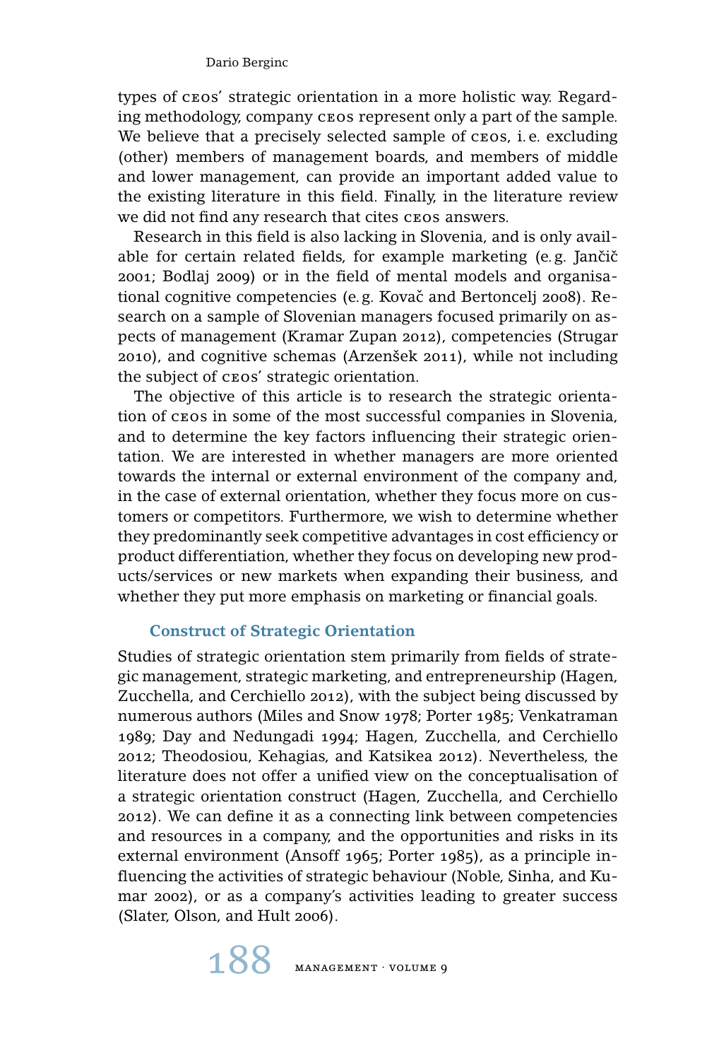types of CEOs' strategic orientation in a more holistic way. Regarding methodology, company CEOs represent only a part of the sample. We believe that a precisely selected sample of CEOs, i. e. excluding (other) members of management boards, and members of middle and lower management, can provide an important added value to the existing literature in this field. Finally, in the literature review we did not find any research that cites CEOs answers.

Research in this field is also lacking in Slovenia, and is only available for certain related fields, for example marketing (e. g. Jančič 2001; Bodlaj 2009) or in the field of mental models and organisational cognitive competencies (e. g. Kovač and Bertoncelj 2008). Research on a sample of Slovenian managers focused primarily on aspects of management (Kramar Zupan 2012), competencies (Strugar 2010), and cognitive schemas (Arzenšek 2011), while not including the subject of CEOs' strategic orientation.

The objective of this article is to research the strategic orientation of CEOs in some of the most successful companies in Slovenia, and to determine the key factors influencing their strategic orientation. We are interested in whether managers are more oriented towards the internal or external environment of the company and, in the case of external orientation, whether they focus more on customers or competitors. Furthermore, we wish to determine whether they predominantly seek competitive advantages in cost efficiency or product differentiation, whether they focus on developing new products/services or new markets when expanding their business, and whether they put more emphasis on marketing or financial goals.

## Construct of Strategic Orientation

Studies of strategic orientation stem primarily from fields of strategic management, strategic marketing, and entrepreneurship (Hagen, Zucchella, and Cerchiello 2012), with the subject being discussed by numerous authors (Miles and Snow 1978; Porter 1985; Venkatraman 1989; Day and Nedungadi 1994; Hagen, Zucchella, and Cerchiello 2012; Theodosiou, Kehagias, and Katsikea 2012). Nevertheless, the literature does not offer a unified view on the conceptualisation of a strategic orientation construct (Hagen, Zucchella, and Cerchiello 2012). We can define it as a connecting link between competencies and resources in a company, and the opportunities and risks in its external environment (Ansoff 1965; Porter 1985), as a principle influencing the activities of strategic behaviour (Noble, Sinha, and Kumar 2002), or as a company's activities leading to greater success (Slater, Olson, and Hult 2006).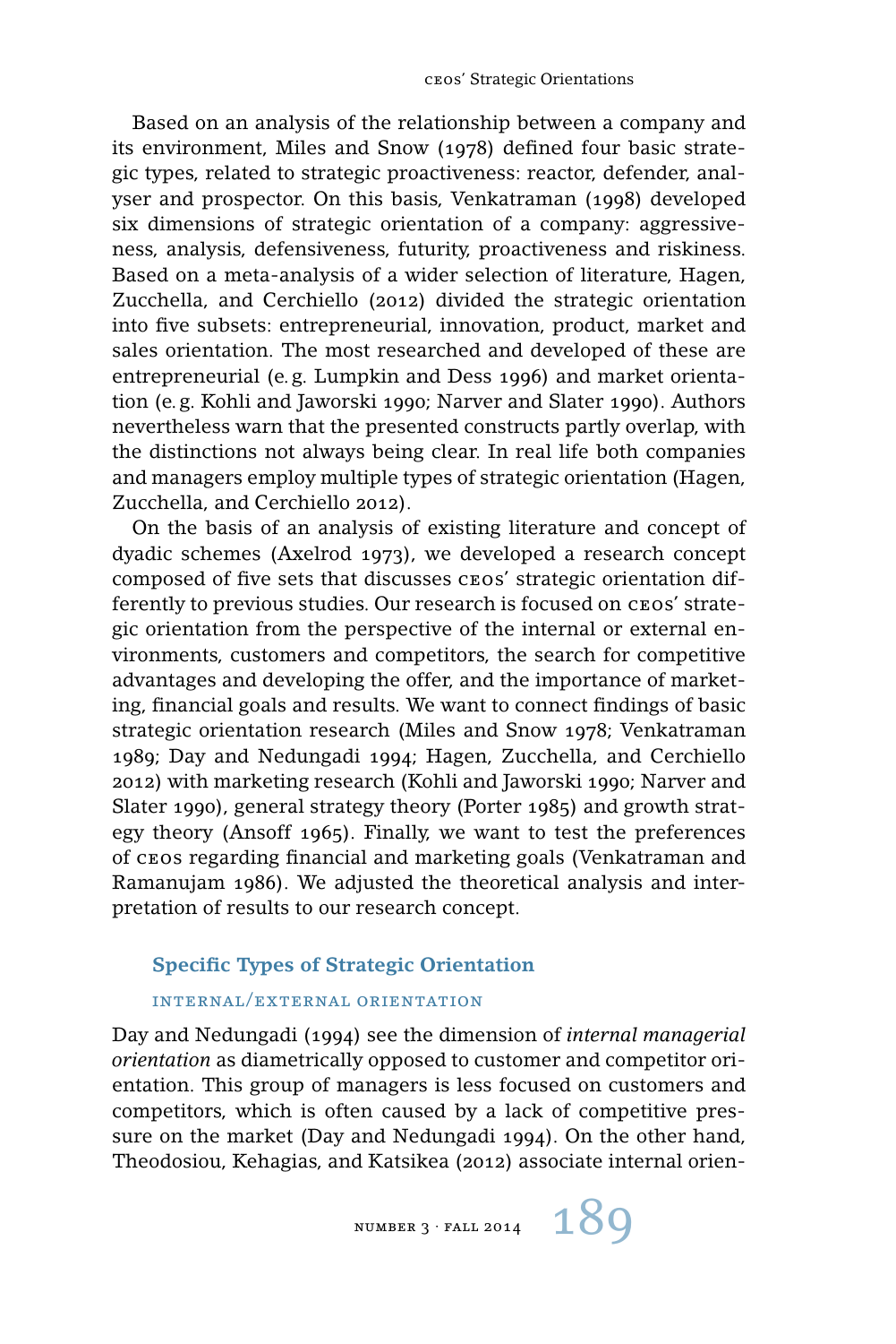Based on an analysis of the relationship between a company and its environment, Miles and Snow (1978) defined four basic strategic types, related to strategic proactiveness: reactor, defender, analyser and prospector. On this basis, Venkatraman (1998) developed six dimensions of strategic orientation of a company: aggressiveness, analysis, defensiveness, futurity, proactiveness and riskiness. Based on a meta-analysis of a wider selection of literature, Hagen, Zucchella, and Cerchiello (2012) divided the strategic orientation into five subsets: entrepreneurial, innovation, product, market and sales orientation. The most researched and developed of these are entrepreneurial (e. g. Lumpkin and Dess 1996) and market orientation (e. g. Kohli and Jaworski 1990; Narver and Slater 1990). Authors nevertheless warn that the presented constructs partly overlap, with the distinctions not always being clear. In real life both companies and managers employ multiple types of strategic orientation (Hagen, Zucchella, and Cerchiello 2012).

On the basis of an analysis of existing literature and concept of dyadic schemes (Axelrod 1973), we developed a research concept composed of five sets that discusses CEOs' strategic orientation differently to previous studies. Our research is focused on CEOs' strategic orientation from the perspective of the internal or external environments, customers and competitors, the search for competitive advantages and developing the offer, and the importance of marketing, financial goals and results. We want to connect findings of basic strategic orientation research (Miles and Snow 1978; Venkatraman 1989; Day and Nedungadi 1994; Hagen, Zucchella, and Cerchiello 2012) with marketing research (Kohli and Jaworski 1990; Narver and Slater 1990), general strategy theory (Porter 1985) and growth strategy theory (Ansoff 1965). Finally, we want to test the preferences of CEOs regarding financial and marketing goals (Venkatraman and Ramanujam 1986). We adjusted the theoretical analysis and interpretation of results to our research concept.

## Specific Types of Strategic Orientation

### INTERNAL/EXTERNAL ORIENTATION

Day and Nedungadi (1994) see the dimension of *internal managerial orientation* as diametrically opposed to customer and competitor orientation. This group of managers is less focused on customers and competitors, which is often caused by a lack of competitive pressure on the market (Day and Nedungadi 1994). On the other hand, Theodosiou, Kehagias, and Katsikea (2012) associate internal orien-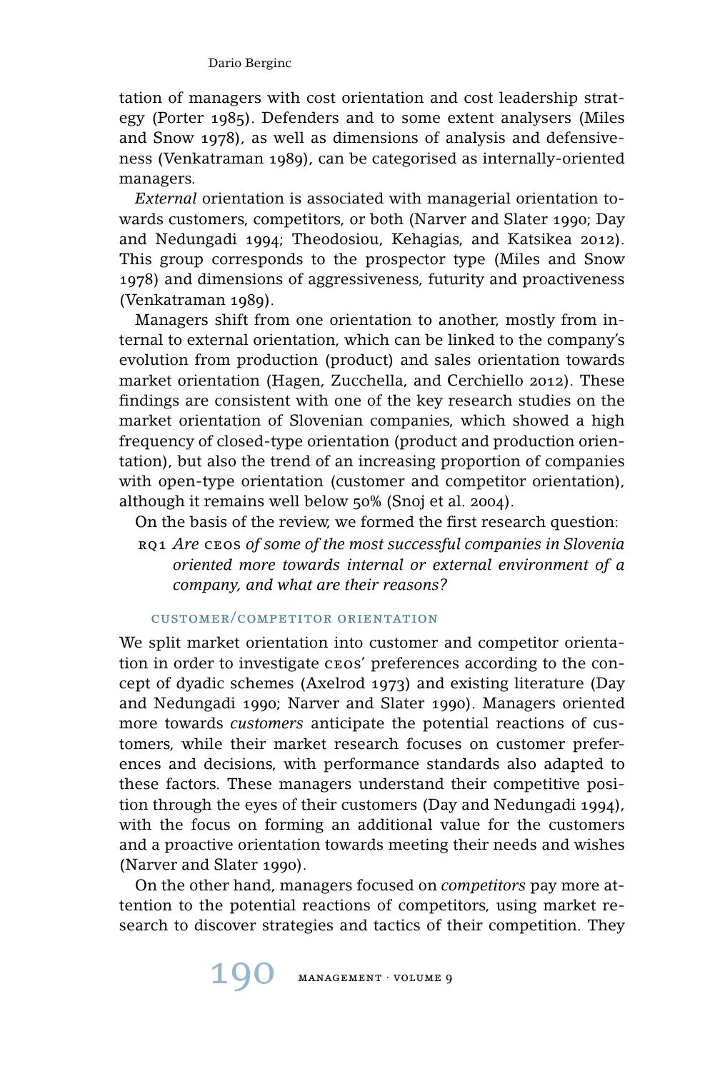tation of managers with cost orientation and cost leadership strategy (Porter 1985). Defenders and to some extent analysers (Miles and Snow 1978), as well as dimensions of analysis and defensiveness (Venkatraman 1989), can be categorised as internally-oriented managers.

*External* orientation is associated with managerial orientation towards customers, competitors, or both (Narver and Slater 1990; Day and Nedungadi 1994; Theodosiou, Kehagias, and Katsikea 2012). This group corresponds to the prospector type (Miles and Snow 1978) and dimensions of aggressiveness, futurity and proactiveness (Venkatraman 1989).

Managers shift from one orientation to another, mostly from internal to external orientation, which can be linked to the company's evolution from production (product) and sales orientation towards market orientation (Hagen, Zucchella, and Cerchiello 2012). These findings are consistent with one of the key research studies on the market orientation of Slovenian companies, which showed a high frequency of closed-type orientation (product and production orientation), but also the trend of an increasing proportion of companies with open-type orientation (customer and competitor orientation), although it remains well below 50% (Snoj et al. 2004).

On the basis of the review, we formed the first research question:

RQ1 *Are* CEOs *of some of the most successful companies in Slovenia oriented more towards internal or external environment of a company, and what are their reasons?*

### CUSTOMER/COMPETITOR ORIENTATION

We split market orientation into customer and competitor orientation in order to investigate CEOs' preferences according to the concept of dyadic schemes (Axelrod 1973) and existing literature (Day and Nedungadi 1990; Narver and Slater 1990). Managers oriented more towards *customers* anticipate the potential reactions of customers, while their market research focuses on customer preferences and decisions, with performance standards also adapted to these factors. These managers understand their competitive position through the eyes of their customers (Day and Nedungadi 1994), with the focus on forming an additional value for the customers and a proactive orientation towards meeting their needs and wishes (Narver and Slater 1990).

On the other hand, managers focused on *competitors* pay more attention to the potential reactions of competitors, using market research to discover strategies and tactics of their competition. They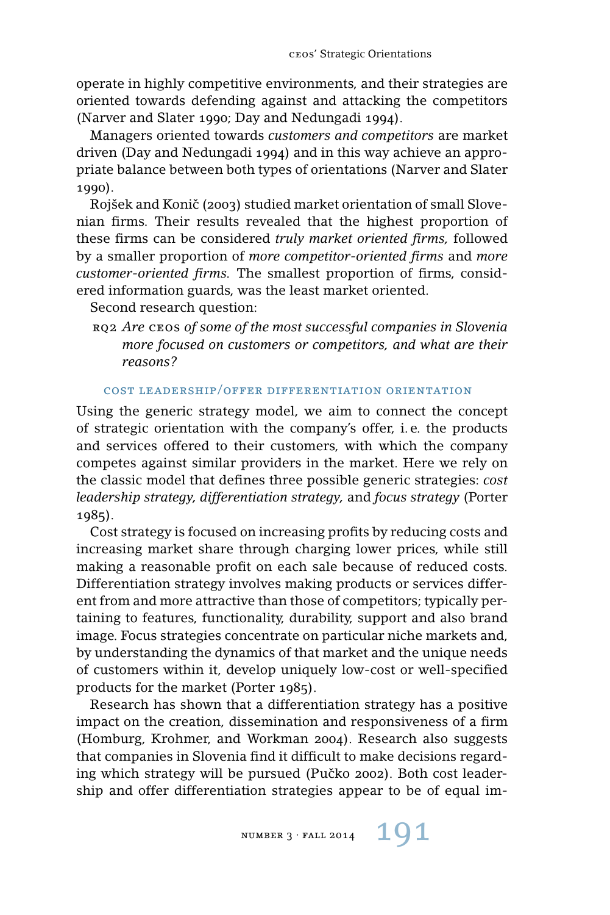operate in highly competitive environments, and their strategies are oriented towards defending against and attacking the competitors (Narver and Slater 1990; Day and Nedungadi 1994).

Managers oriented towards *customers and competitors* are market driven (Day and Nedungadi 1994) and in this way achieve an appropriate balance between both types of orientations (Narver and Slater 1990).

Rojšek and Konič (2003) studied market orientation of small Slovenian firms. Their results revealed that the highest proportion of these firms can be considered *truly market oriented firms,* followed by a smaller proportion of *more competitor-oriented firms* and *more customer-oriented firms.* The smallest proportion of firms, considered information guards, was the least market oriented.

Second research question:

> RQ2 *Are* CEOS *of some of the most successful companies in Slovenia more focused on customers or competitors, and what are their reasons?*

### COST LEADERSHIP/OFFER DIFFERENTIATION ORIENTATION

Using the generic strategy model, we aim to connect the concept of strategic orientation with the company's offer, i. e. the products and services offered to their customers, with which the company competes against similar providers in the market. Here we rely on the classic model that defines three possible generic strategies: *cost leadership strategy, differentiation strategy,* and *focus strategy* (Porter 1985).

Cost strategy is focused on increasing profits by reducing costs and increasing market share through charging lower prices, while still making a reasonable profit on each sale because of reduced costs. Differentiation strategy involves making products or services different from and more attractive than those of competitors; typically pertaining to features, functionality, durability, support and also brand image. Focus strategies concentrate on particular niche markets and, by understanding the dynamics of that market and the unique needs of customers within it, develop uniquely low-cost or well-specified products for the market (Porter 1985).

Research has shown that a differentiation strategy has a positive impact on the creation, dissemination and responsiveness of a firm (Homburg, Krohmer, and Workman 2004). Research also suggests that companies in Slovenia find it difficult to make decisions regarding which strategy will be pursued (Pučko 2002). Both cost leadership and offer differentiation strategies appear to be of equal im-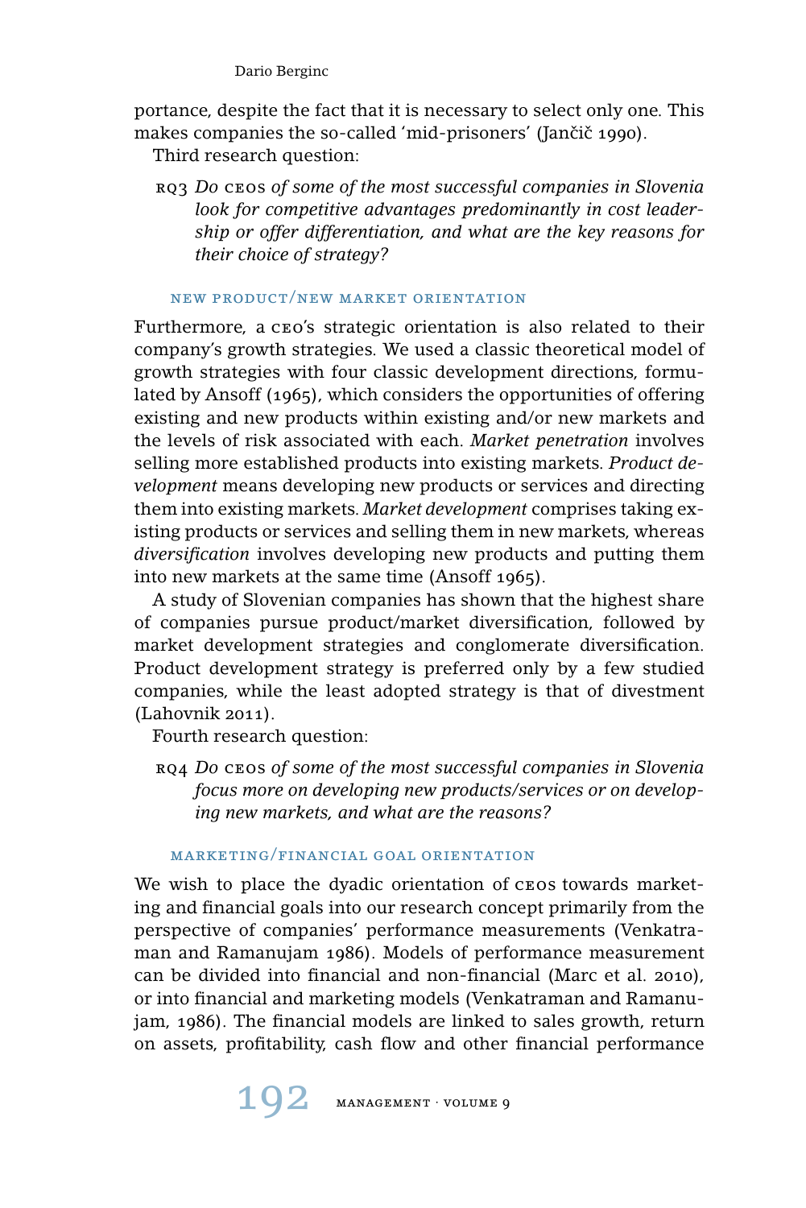portance, despite the fact that it is necessary to select only one. This makes companies the so-called 'mid-prisoners' (Jančič 1990).

Third research question:

RQ3 *Do* CEOs *of some of the most successful companies in Slovenia look for competitive advantages predominantly in cost leadership or offer differentiation, and what are the key reasons for their choice of strategy?*

### New Product/New Market Orientation

Furthermore, a CEO's strategic orientation is also related to their company's growth strategies. We used a classic theoretical model of growth strategies with four classic development directions, formulated by Ansoff (1965), which considers the opportunities of offering existing and new products within existing and/or new markets and the levels of risk associated with each. *Market penetration* involves selling more established products into existing markets. *Product development* means developing new products or services and directing them into existing markets. *Market development* comprises taking existing products or services and selling them in new markets, whereas *diversification* involves developing new products and putting them into new markets at the same time (Ansoff 1965).

A study of Slovenian companies has shown that the highest share of companies pursue product/market diversification, followed by market development strategies and conglomerate diversification. Product development strategy is preferred only by a few studied companies, while the least adopted strategy is that of divestment (Lahovnik 2011).

Fourth research question:

RQ4 *Do* CEOs *of some of the most successful companies in Slovenia focus more on developing new products/services or on developing new markets, and what are the reasons?*

### Marketing/Financial Goal Orientation

We wish to place the dyadic orientation of CEOs towards marketing and financial goals into our research concept primarily from the perspective of companies' performance measurements (Venkatraman and Ramanujam 1986). Models of performance measurement can be divided into financial and non-financial (Marc et al. 2010), or into financial and marketing models (Venkatraman and Ramanujam, 1986). The financial models are linked to sales growth, return on assets, profitability, cash flow and other financial performance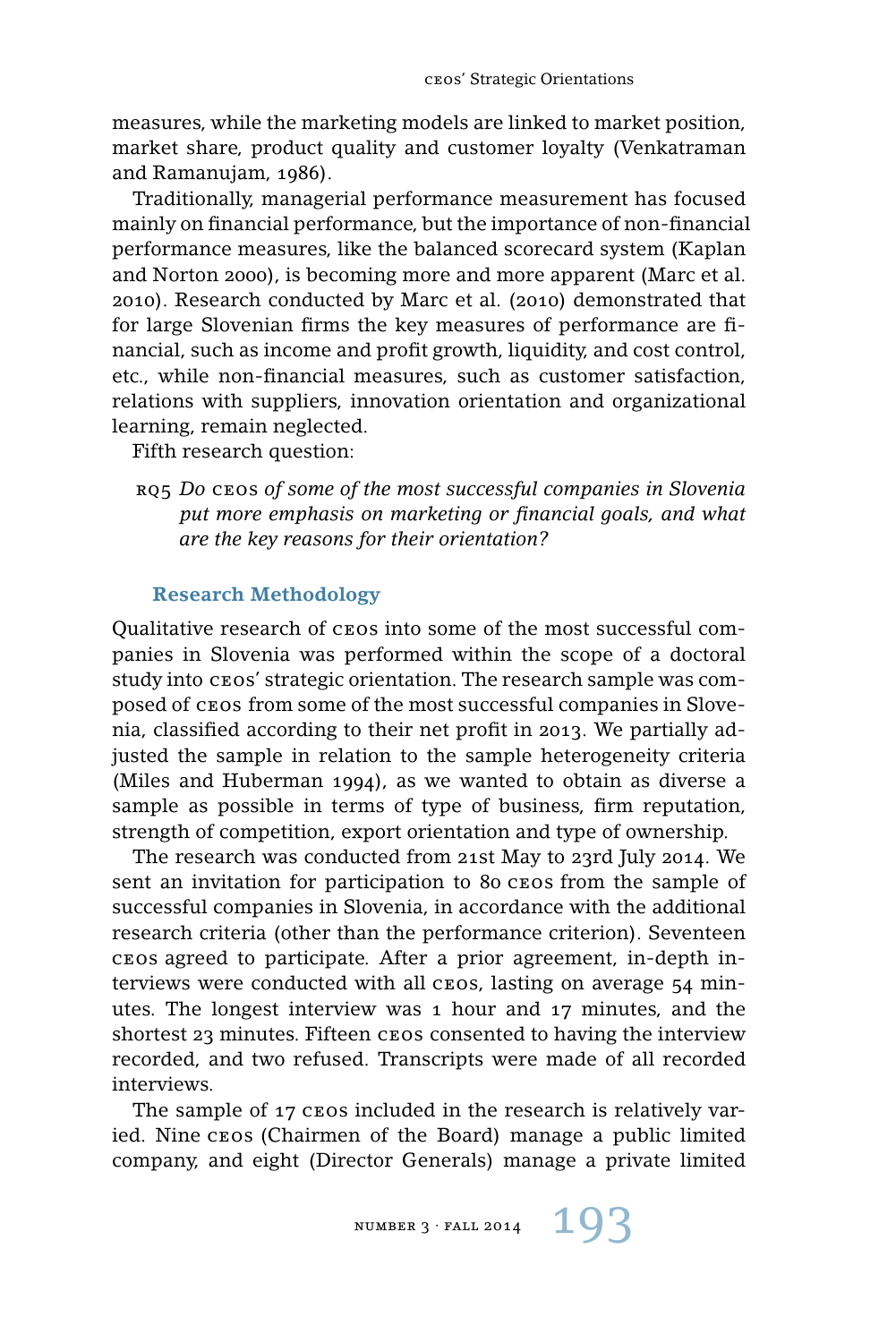measures, while the marketing models are linked to market position, market share, product quality and customer loyalty (Venkatraman and Ramanujam, 1986).

Traditionally, managerial performance measurement has focused mainly on financial performance, but the importance of non-financial performance measures, like the balanced scorecard system (Kaplan and Norton 2000), is becoming more and more apparent (Marc et al. 2010). Research conducted by Marc et al. (2010) demonstrated that for large Slovenian firms the key measures of performance are financial, such as income and profit growth, liquidity, and cost control, etc., while non-financial measures, such as customer satisfaction, relations with suppliers, innovation orientation and organizational learning, remain neglected.

Fifth research question:

RQ5 *Do* CEOs *of some of the most successful companies in Slovenia put more emphasis on marketing or financial goals, and what are the key reasons for their orientation?*

## Research Methodology

Qualitative research of CEOs into some of the most successful companies in Slovenia was performed within the scope of a doctoral study into CEOs' strategic orientation. The research sample was composed of CEOs from some of the most successful companies in Slovenia, classified according to their net profit in 2013. We partially adjusted the sample in relation to the sample heterogeneity criteria (Miles and Huberman 1994), as we wanted to obtain as diverse a sample as possible in terms of type of business, firm reputation, strength of competition, export orientation and type of ownership.

The research was conducted from 21st May to 23rd July 2014. We sent an invitation for participation to 80 CEOs from the sample of successful companies in Slovenia, in accordance with the additional research criteria (other than the performance criterion). Seventeen CEOs agreed to participate. After a prior agreement, in-depth interviews were conducted with all CEOs, lasting on average 54 minutes. The longest interview was 1 hour and 17 minutes, and the shortest 23 minutes. Fifteen CEOs consented to having the interview recorded, and two refused. Transcripts were made of all recorded interviews.

The sample of 17 CEOs included in the research is relatively varied. Nine CEOs (Chairmen of the Board) manage a public limited company, and eight (Director Generals) manage a private limited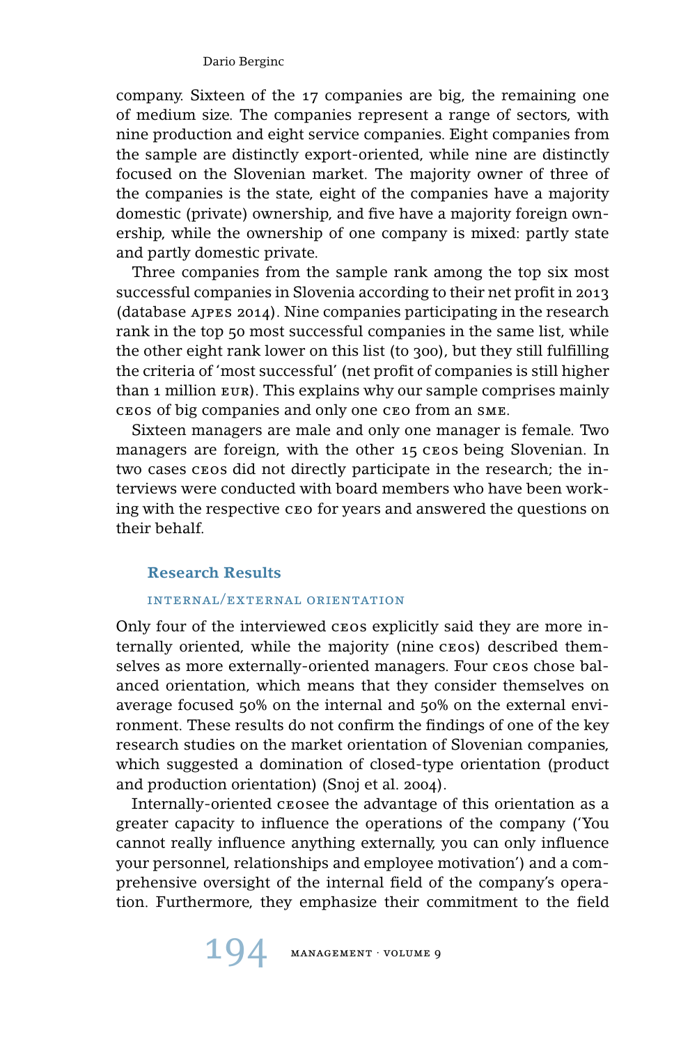company. Sixteen of the 17 companies are big, the remaining one of medium size. The companies represent a range of sectors, with nine production and eight service companies. Eight companies from the sample are distinctly export-oriented, while nine are distinctly focused on the Slovenian market. The majority owner of three of the companies is the state, eight of the companies have a majority domestic (private) ownership, and five have a majority foreign ownership, while the ownership of one company is mixed: partly state and partly domestic private.

Three companies from the sample rank among the top six most successful companies in Slovenia according to their net profit in 2013 (database AJPES 2014). Nine companies participating in the research rank in the top 50 most successful companies in the same list, while the other eight rank lower on this list (to 300), but they still fulfilling the criteria of 'most successful' (net profit of companies is still higher than 1 million EUR). This explains why our sample comprises mainly CEOs of big companies and only one CEO from an SME.

Sixteen managers are male and only one manager is female. Two managers are foreign, with the other 15 CEOs being Slovenian. In two cases CEOs did not directly participate in the research; the interviews were conducted with board members who have been working with the respective CEO for years and answered the questions on their behalf.

## Research Results

### Internal/External Orientation

Only four of the interviewed CEOs explicitly said they are more internally oriented, while the majority (nine CEOs) described themselves as more externally-oriented managers. Four CEOs chose balanced orientation, which means that they consider themselves on average focused 50% on the internal and 50% on the external environment. These results do not confirm the findings of one of the key research studies on the market orientation of Slovenian companies, which suggested a domination of closed-type orientation (product and production orientation) (Snoj et al. 2004).

Internally-oriented CEOsee the advantage of this orientation as a greater capacity to influence the operations of the company ('You cannot really influence anything externally, you can only influence your personnel, relationships and employee motivation') and a comprehensive oversight of the internal field of the company's operation. Furthermore, they emphasize their commitment to the field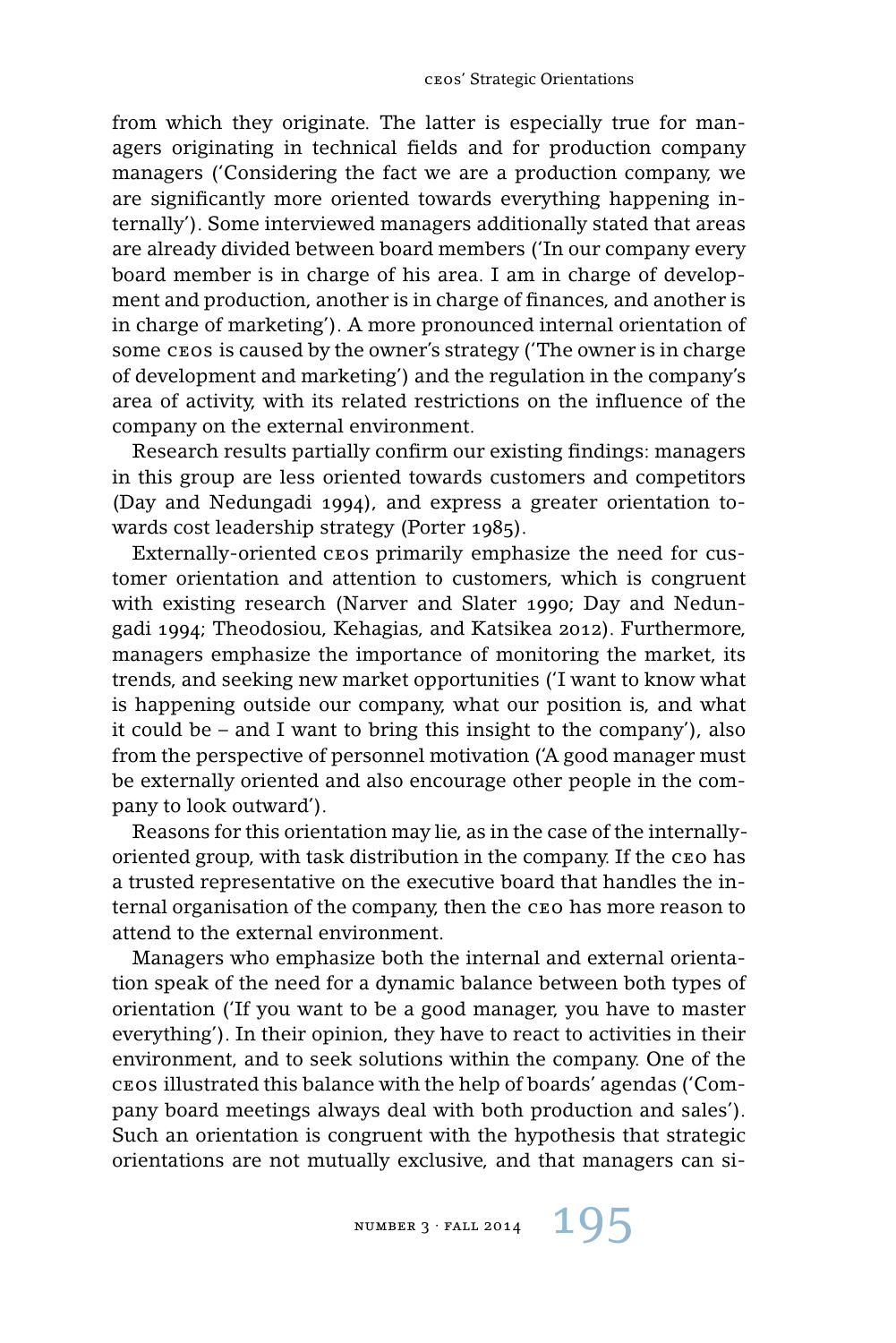from which they originate. The latter is especially true for managers originating in technical fields and for production company managers ('Considering the fact we are a production company, we are significantly more oriented towards everything happening internally'). Some interviewed managers additionally stated that areas are already divided between board members ('In our company every board member is in charge of his area. I am in charge of development and production, another is in charge of finances, and another is in charge of marketing'). A more pronounced internal orientation of some CEOs is caused by the owner's strategy ('The owner is in charge of development and marketing') and the regulation in the company's area of activity, with its related restrictions on the influence of the company on the external environment.

Research results partially confirm our existing findings: managers in this group are less oriented towards customers and competitors (Day and Nedungadi 1994), and express a greater orientation towards cost leadership strategy (Porter 1985).

Externally-oriented CEOs primarily emphasize the need for customer orientation and attention to customers, which is congruent with existing research (Narver and Slater 1990; Day and Nedungadi 1994; Theodosiou, Kehagias, and Katsikea 2012). Furthermore, managers emphasize the importance of monitoring the market, its trends, and seeking new market opportunities ('I want to know what is happening outside our company, what our position is, and what it could be – and I want to bring this insight to the company'), also from the perspective of personnel motivation ('A good manager must be externally oriented and also encourage other people in the company to look outward').

Reasons for this orientation may lie, as in the case of the internally-oriented group, with task distribution in the company. If the CEO has a trusted representative on the executive board that handles the internal organisation of the company, then the CEO has more reason to attend to the external environment.

Managers who emphasize both the internal and external orientation speak of the need for a dynamic balance between both types of orientation ('If you want to be a good manager, you have to master everything'). In their opinion, they have to react to activities in their environment, and to seek solutions within the company. One of the CEOs illustrated this balance with the help of boards' agendas ('Company board meetings always deal with both production and sales'). Such an orientation is congruent with the hypothesis that strategic orientations are not mutually exclusive, and that managers can si-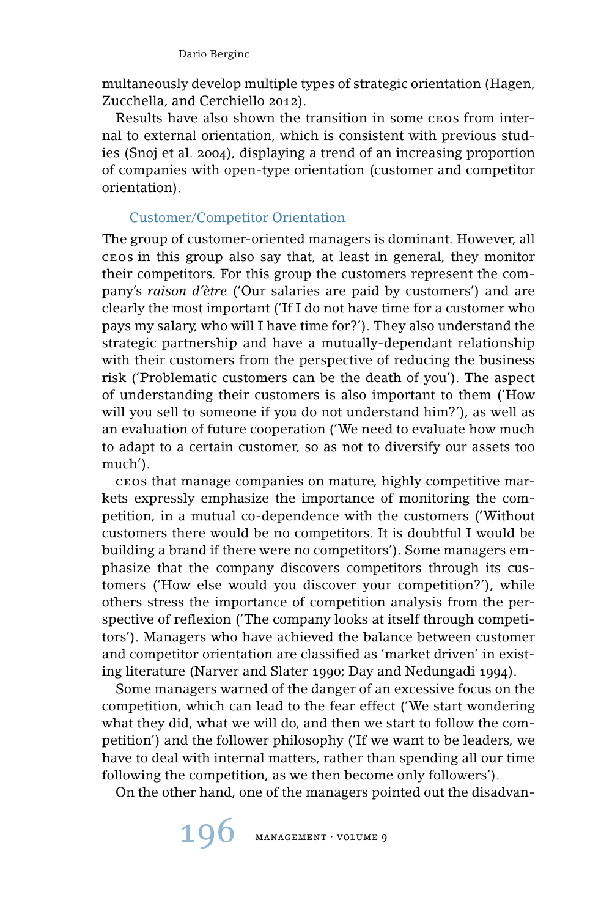multaneously develop multiple types of strategic orientation (Hagen, Zucchella, and Cerchiello 2012).

Results have also shown the transition in some CEOs from internal to external orientation, which is consistent with previous studies (Snoj et al. 2004), displaying a trend of an increasing proportion of companies with open-type orientation (customer and competitor orientation).

### Customer/Competitor Orientation

The group of customer-oriented managers is dominant. However, all CEOs in this group also say that, at least in general, they monitor their competitors. For this group the customers represent the company's *raison d'ètre* ('Our salaries are paid by customers') and are clearly the most important ('If I do not have time for a customer who pays my salary, who will I have time for?'). They also understand the strategic partnership and have a mutually-dependant relationship with their customers from the perspective of reducing the business risk ('Problematic customers can be the death of you'). The aspect of understanding their customers is also important to them ('How will you sell to someone if you do not understand him?'), as well as an evaluation of future cooperation ('We need to evaluate how much to adapt to a certain customer, so as not to diversify our assets too much').

CEOs that manage companies on mature, highly competitive markets expressly emphasize the importance of monitoring the competition, in a mutual co-dependence with the customers ('Without customers there would be no competitors. It is doubtful I would be building a brand if there were no competitors'). Some managers emphasize that the company discovers competitors through its customers ('How else would you discover your competition?'), while others stress the importance of competition analysis from the perspective of reflexion ('The company looks at itself through competitors'). Managers who have achieved the balance between customer and competitor orientation are classified as 'market driven' in existing literature (Narver and Slater 1990; Day and Nedungadi 1994).

Some managers warned of the danger of an excessive focus on the competition, which can lead to the fear effect ('We start wondering what they did, what we will do, and then we start to follow the competition') and the follower philosophy ('If we want to be leaders, we have to deal with internal matters, rather than spending all our time following the competition, as we then become only followers').

On the other hand, one of the managers pointed out the disadvan-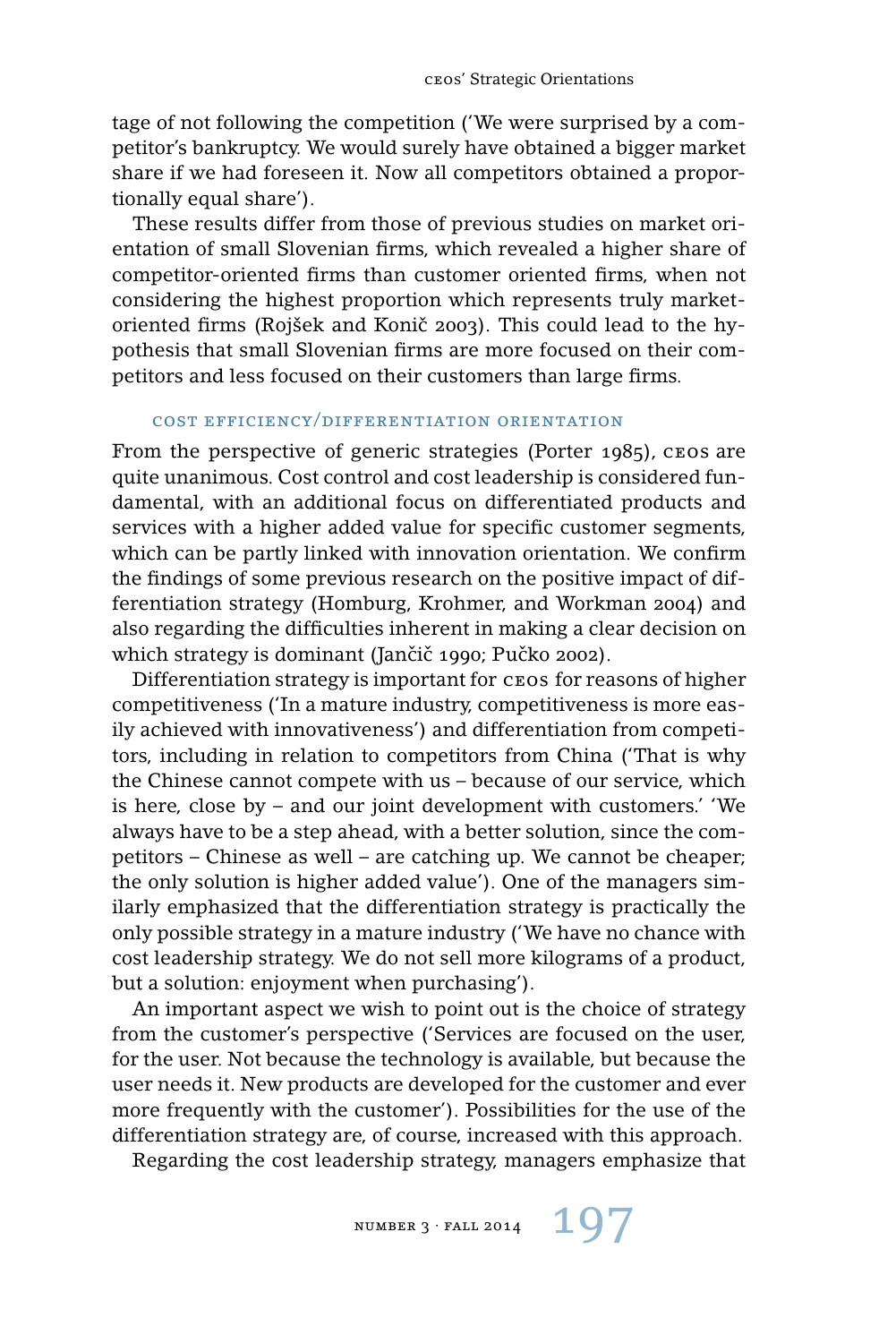tage of not following the competition ('We were surprised by a competitor's bankruptcy. We would surely have obtained a bigger market share if we had foreseen it. Now all competitors obtained a proportionally equal share').

These results differ from those of previous studies on market orientation of small Slovenian firms, which revealed a higher share of competitor-oriented firms than customer oriented firms, when not considering the highest proportion which represents truly market-oriented firms (Rojšek and Konič 2003). This could lead to the hypothesis that small Slovenian firms are more focused on their competitors and less focused on their customers than large firms.

### Cost Efficiency/Differentiation Orientation

From the perspective of generic strategies (Porter 1985), CEOs are quite unanimous. Cost control and cost leadership is considered fundamental, with an additional focus on differentiated products and services with a higher added value for specific customer segments, which can be partly linked with innovation orientation. We confirm the findings of some previous research on the positive impact of differentiation strategy (Homburg, Krohmer, and Workman 2004) and also regarding the difficulties inherent in making a clear decision on which strategy is dominant (Jančič 1990; Pučko 2002).

Differentiation strategy is important for CEOs for reasons of higher competitiveness ('In a mature industry, competitiveness is more easily achieved with innovativeness') and differentiation from competitors, including in relation to competitors from China ('That is why the Chinese cannot compete with us – because of our service, which is here, close by – and our joint development with customers.' 'We always have to be a step ahead, with a better solution, since the competitors – Chinese as well – are catching up. We cannot be cheaper; the only solution is higher added value'). One of the managers similarly emphasized that the differentiation strategy is practically the only possible strategy in a mature industry ('We have no chance with cost leadership strategy. We do not sell more kilograms of a product, but a solution: enjoyment when purchasing').

An important aspect we wish to point out is the choice of strategy from the customer's perspective ('Services are focused on the user, for the user. Not because the technology is available, but because the user needs it. New products are developed for the customer and ever more frequently with the customer'). Possibilities for the use of the differentiation strategy are, of course, increased with this approach.

Regarding the cost leadership strategy, managers emphasize that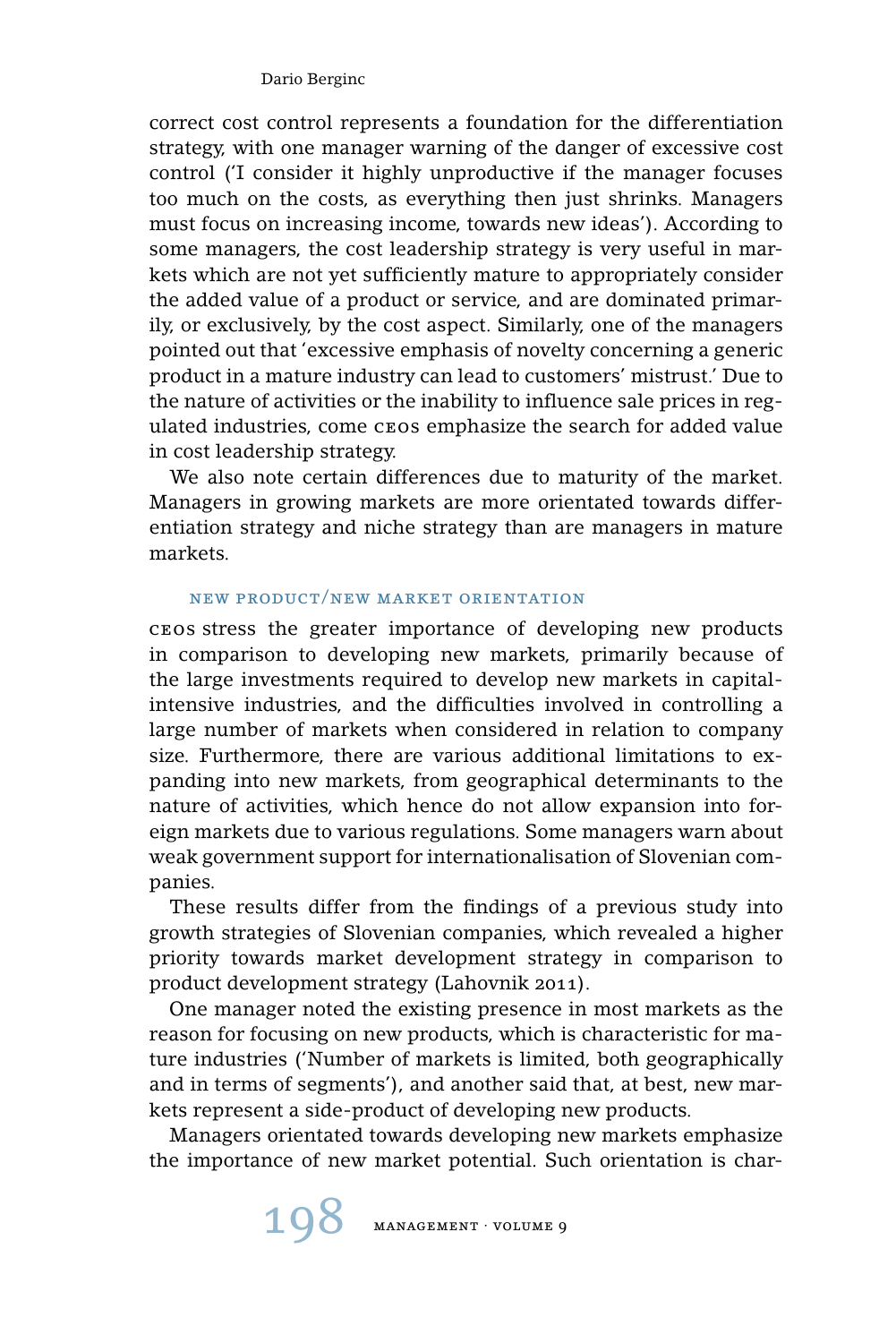correct cost control represents a foundation for the differentiation strategy, with one manager warning of the danger of excessive cost control ('I consider it highly unproductive if the manager focuses too much on the costs, as everything then just shrinks. Managers must focus on increasing income, towards new ideas'). According to some managers, the cost leadership strategy is very useful in markets which are not yet sufficiently mature to appropriately consider the added value of a product or service, and are dominated primarily, or exclusively, by the cost aspect. Similarly, one of the managers pointed out that 'excessive emphasis of novelty concerning a generic product in a mature industry can lead to customers' mistrust.' Due to the nature of activities or the inability to influence sale prices in regulated industries, come CEOs emphasize the search for added value in cost leadership strategy.

We also note certain differences due to maturity of the market. Managers in growing markets are more orientated towards differentiation strategy and niche strategy than are managers in mature markets.

### New Product/New Market Orientation

CEOs stress the greater importance of developing new products in comparison to developing new markets, primarily because of the large investments required to develop new markets in capital-intensive industries, and the difficulties involved in controlling a large number of markets when considered in relation to company size. Furthermore, there are various additional limitations to expanding into new markets, from geographical determinants to the nature of activities, which hence do not allow expansion into foreign markets due to various regulations. Some managers warn about weak government support for internationalisation of Slovenian companies.

These results differ from the findings of a previous study into growth strategies of Slovenian companies, which revealed a higher priority towards market development strategy in comparison to product development strategy (Lahovnik 2011).

One manager noted the existing presence in most markets as the reason for focusing on new products, which is characteristic for mature industries ('Number of markets is limited, both geographically and in terms of segments'), and another said that, at best, new markets represent a side-product of developing new products.

Managers orientated towards developing new markets emphasize the importance of new market potential. Such orientation is char-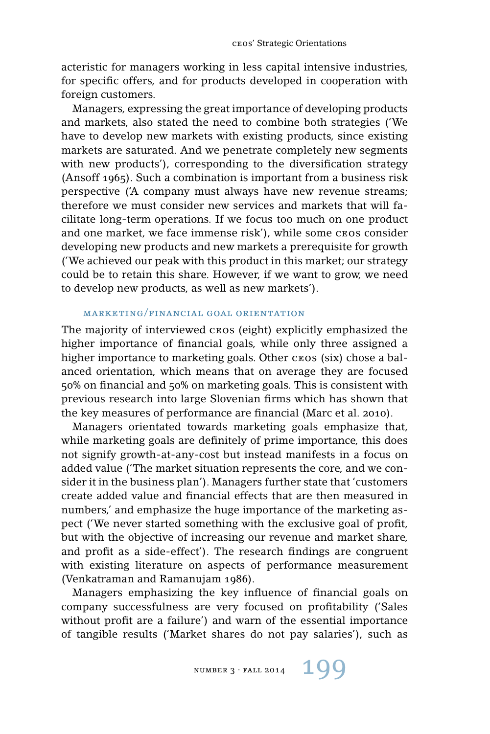acteristic for managers working in less capital intensive industries, for specific offers, and for products developed in cooperation with foreign customers.

Managers, expressing the great importance of developing products and markets, also stated the need to combine both strategies ('We have to develop new markets with existing products, since existing markets are saturated. And we penetrate completely new segments with new products'), corresponding to the diversification strategy (Ansoff 1965). Such a combination is important from a business risk perspective ('A company must always have new revenue streams; therefore we must consider new services and markets that will facilitate long-term operations. If we focus too much on one product and one market, we face immense risk'), while some CEOs consider developing new products and new markets a prerequisite for growth ('We achieved our peak with this product in this market; our strategy could be to retain this share. However, if we want to grow, we need to develop new products, as well as new markets').

### MARKETING/FINANCIAL GOAL ORIENTATION

The majority of interviewed CEOs (eight) explicitly emphasized the higher importance of financial goals, while only three assigned a higher importance to marketing goals. Other CEOs (six) chose a balanced orientation, which means that on average they are focused 50% on financial and 50% on marketing goals. This is consistent with previous research into large Slovenian firms which has shown that the key measures of performance are financial (Marc et al. 2010).

Managers orientated towards marketing goals emphasize that, while marketing goals are definitely of prime importance, this does not signify growth-at-any-cost but instead manifests in a focus on added value ('The market situation represents the core, and we consider it in the business plan'). Managers further state that 'customers create added value and financial effects that are then measured in numbers,' and emphasize the huge importance of the marketing aspect ('We never started something with the exclusive goal of profit, but with the objective of increasing our revenue and market share, and profit as a side-effect'). The research findings are congruent with existing literature on aspects of performance measurement (Venkatraman and Ramanujam 1986).

Managers emphasizing the key influence of financial goals on company successfulness are very focused on profitability ('Sales without profit are a failure') and warn of the essential importance of tangible results ('Market shares do not pay salaries'), such as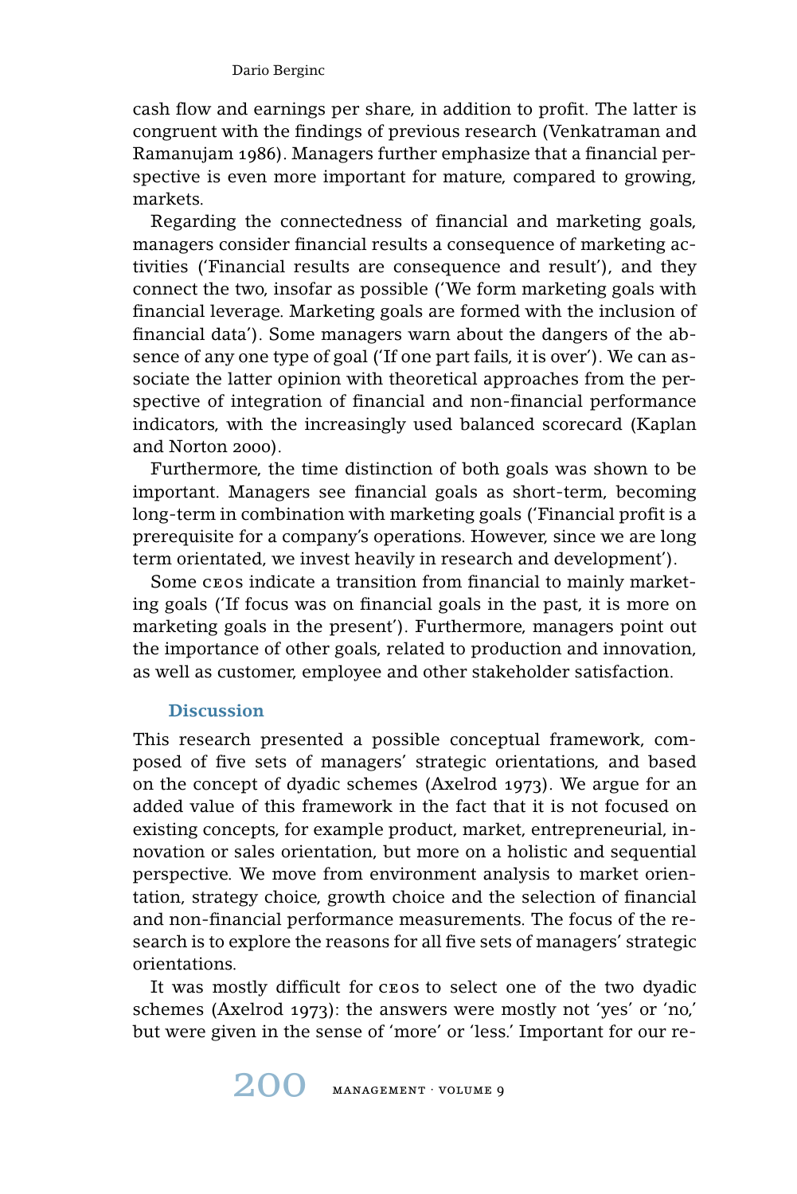cash flow and earnings per share, in addition to profit. The latter is congruent with the findings of previous research (Venkatraman and Ramanujam 1986). Managers further emphasize that a financial perspective is even more important for mature, compared to growing, markets.

Regarding the connectedness of financial and marketing goals, managers consider financial results a consequence of marketing activities ('Financial results are consequence and result'), and they connect the two, insofar as possible ('We form marketing goals with financial leverage. Marketing goals are formed with the inclusion of financial data'). Some managers warn about the dangers of the absence of any one type of goal ('If one part fails, it is over'). We can associate the latter opinion with theoretical approaches from the perspective of integration of financial and non-financial performance indicators, with the increasingly used balanced scorecard (Kaplan and Norton 2000).

Furthermore, the time distinction of both goals was shown to be important. Managers see financial goals as short-term, becoming long-term in combination with marketing goals ('Financial profit is a prerequisite for a company's operations. However, since we are long term orientated, we invest heavily in research and development').

Some CEOs indicate a transition from financial to mainly marketing goals ('If focus was on financial goals in the past, it is more on marketing goals in the present'). Furthermore, managers point out the importance of other goals, related to production and innovation, as well as customer, employee and other stakeholder satisfaction.

## Discussion

This research presented a possible conceptual framework, composed of five sets of managers' strategic orientations, and based on the concept of dyadic schemes (Axelrod 1973). We argue for an added value of this framework in the fact that it is not focused on existing concepts, for example product, market, entrepreneurial, innovation or sales orientation, but more on a holistic and sequential perspective. We move from environment analysis to market orientation, strategy choice, growth choice and the selection of financial and non-financial performance measurements. The focus of the research is to explore the reasons for all five sets of managers' strategic orientations.

It was mostly difficult for CEOs to select one of the two dyadic schemes (Axelrod 1973): the answers were mostly not 'yes' or 'no,' but were given in the sense of 'more' or 'less.' Important for our re-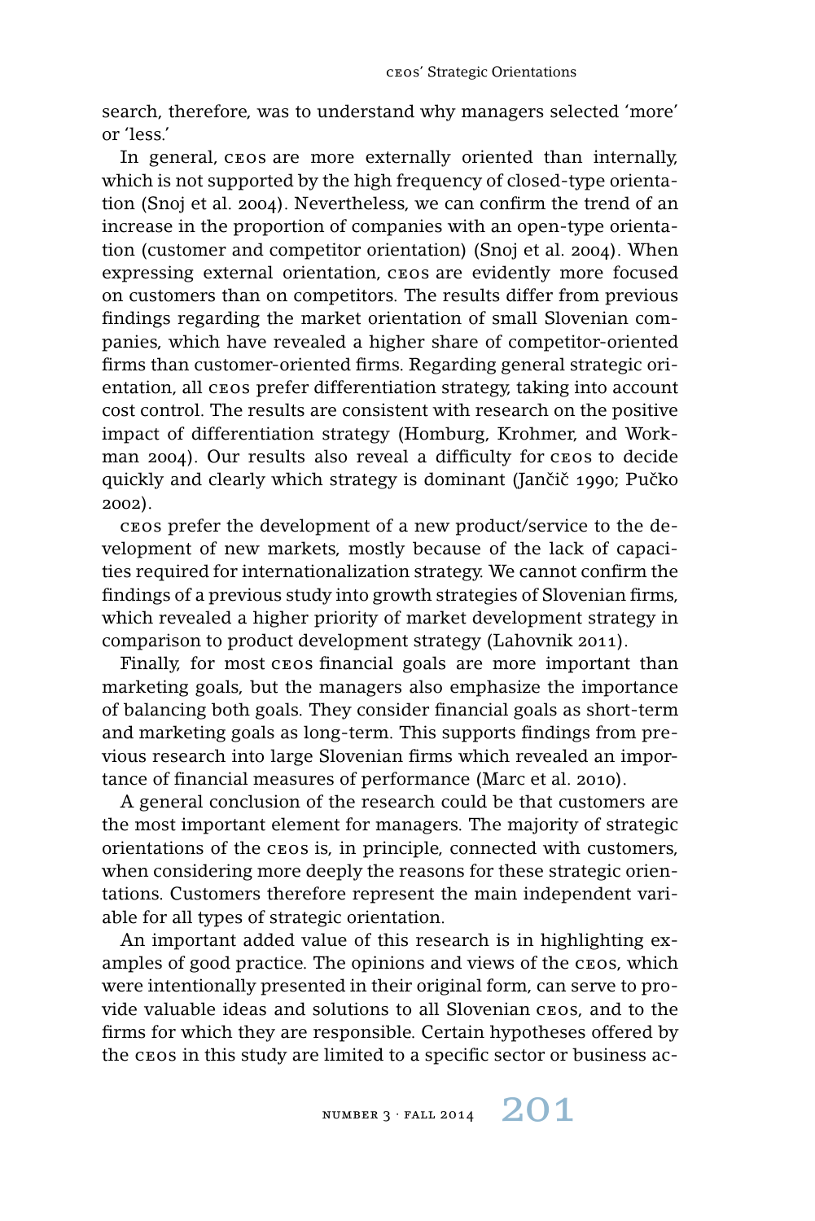search, therefore, was to understand why managers selected 'more' or 'less.'

In general, CEOs are more externally oriented than internally, which is not supported by the high frequency of closed-type orientation (Snoj et al. 2004). Nevertheless, we can confirm the trend of an increase in the proportion of companies with an open-type orientation (customer and competitor orientation) (Snoj et al. 2004). When expressing external orientation, CEOs are evidently more focused on customers than on competitors. The results differ from previous findings regarding the market orientation of small Slovenian companies, which have revealed a higher share of competitor-oriented firms than customer-oriented firms. Regarding general strategic orientation, all CEOs prefer differentiation strategy, taking into account cost control. The results are consistent with research on the positive impact of differentiation strategy (Homburg, Krohmer, and Workman 2004). Our results also reveal a difficulty for CEOs to decide quickly and clearly which strategy is dominant (Jančič 1990; Pučko 2002).

CEOs prefer the development of a new product/service to the development of new markets, mostly because of the lack of capacities required for internationalization strategy. We cannot confirm the findings of a previous study into growth strategies of Slovenian firms, which revealed a higher priority of market development strategy in comparison to product development strategy (Lahovnik 2011).

Finally, for most CEOs financial goals are more important than marketing goals, but the managers also emphasize the importance of balancing both goals. They consider financial goals as short-term and marketing goals as long-term. This supports findings from previous research into large Slovenian firms which revealed an importance of financial measures of performance (Marc et al. 2010).

A general conclusion of the research could be that customers are the most important element for managers. The majority of strategic orientations of the CEOs is, in principle, connected with customers, when considering more deeply the reasons for these strategic orientations. Customers therefore represent the main independent variable for all types of strategic orientation.

An important added value of this research is in highlighting examples of good practice. The opinions and views of the CEOs, which were intentionally presented in their original form, can serve to provide valuable ideas and solutions to all Slovenian CEOs, and to the firms for which they are responsible. Certain hypotheses offered by the CEOs in this study are limited to a specific sector or business ac-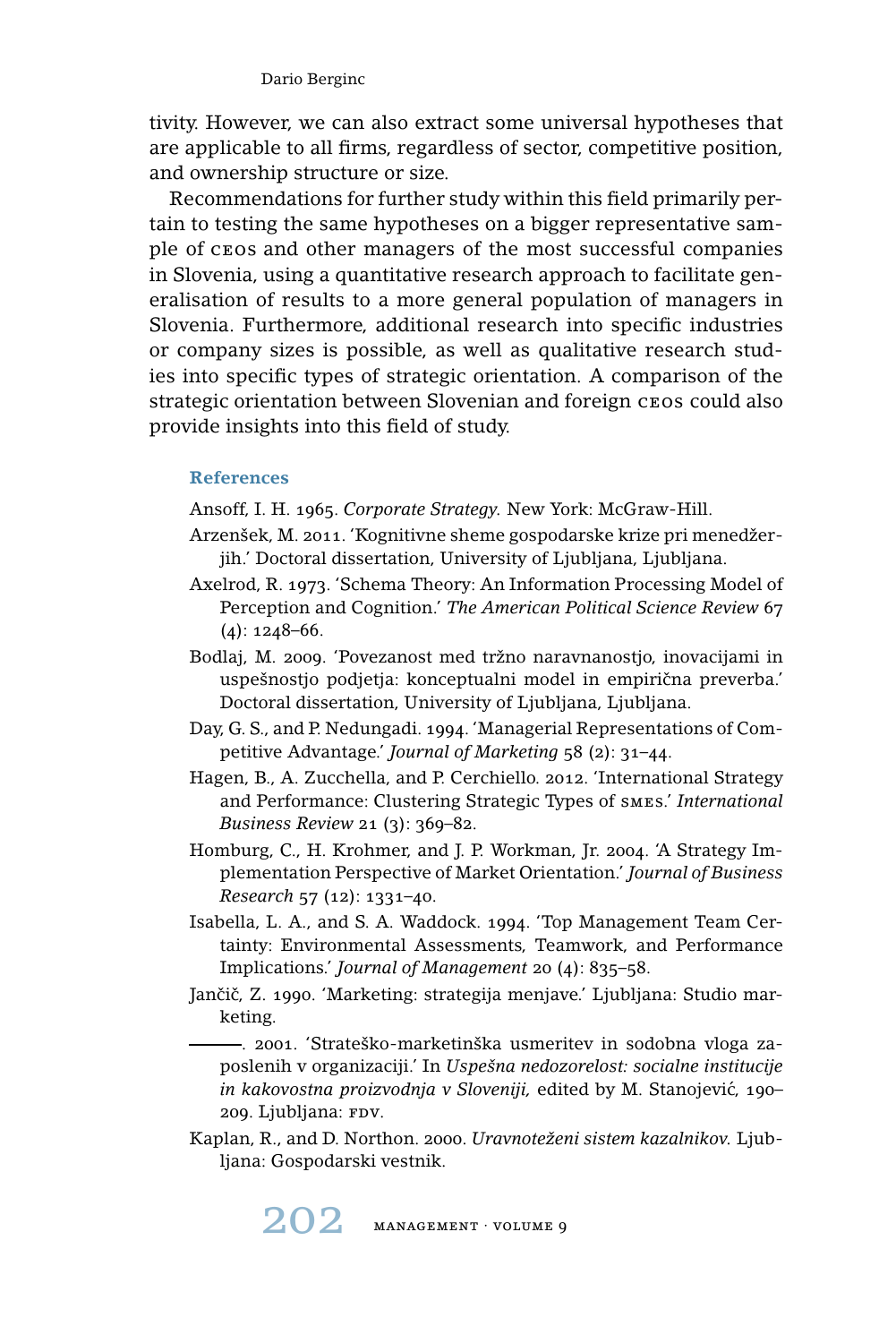tivity. However, we can also extract some universal hypotheses that are applicable to all firms, regardless of sector, competitive position, and ownership structure or size.

Recommendations for further study within this field primarily pertain to testing the same hypotheses on a bigger representative sample of CEOs and other managers of the most successful companies in Slovenia, using a quantitative research approach to facilitate generalisation of results to a more general population of managers in Slovenia. Furthermore, additional research into specific industries or company sizes is possible, as well as qualitative research studies into specific types of strategic orientation. A comparison of the strategic orientation between Slovenian and foreign CEOs could also provide insights into this field of study.

## References

Ansoff, I. H. 1965. *Corporate Strategy.* New York: McGraw-Hill.

Arzenšek, M. 2011. 'Kognitivne sheme gospodarske krize pri menedžerjih.' Doctoral dissertation, University of Ljubljana, Ljubljana.

Axelrod, R. 1973. 'Schema Theory: An Information Processing Model of Perception and Cognition.' *The American Political Science Review* 67 (4): 1248–66.

Bodlaj, M. 2009. 'Povezanost med tržno naravnanostjo, inovacijami in uspešnostjo podjetja: konceptualni model in empirična preverba.' Doctoral dissertation, University of Ljubljana, Ljubljana.

Day, G. S., and P. Nedungadi. 1994. 'Managerial Representations of Competitive Advantage.' *Journal of Marketing* 58 (2): 31–44.

Hagen, B., A. Zucchella, and P. Cerchiello. 2012. 'International Strategy and Performance: Clustering Strategic Types of SMEs.' *International Business Review* 21 (3): 369–82.

Homburg, C., H. Krohmer, and J. P. Workman, Jr. 2004. 'A Strategy Implementation Perspective of Market Orientation.' *Journal of Business Research* 57 (12): 1331–40.

Isabella, L. A., and S. A. Waddock. 1994. 'Top Management Team Certainty: Environmental Assessments, Teamwork, and Performance Implications.' *Journal of Management* 20 (4): 835–58.

Jančič, Z. 1990. 'Marketing: strategija menjave.' Ljubljana: Studio marketing.

———. 2001. 'Strateško-marketinška usmeritev in sodobna vloga zaposlenih v organizaciji.' In *Uspešna nedozorelost: socialne institucije in kakovostna proizvodnja v Sloveniji,* edited by M. Stanojević, 190–209. Ljubljana: FDV.

Kaplan, R., and D. Northon. 2000. *Uravnoteženi sistem kazalnikov.* Ljubljana: Gospodarski vestnik.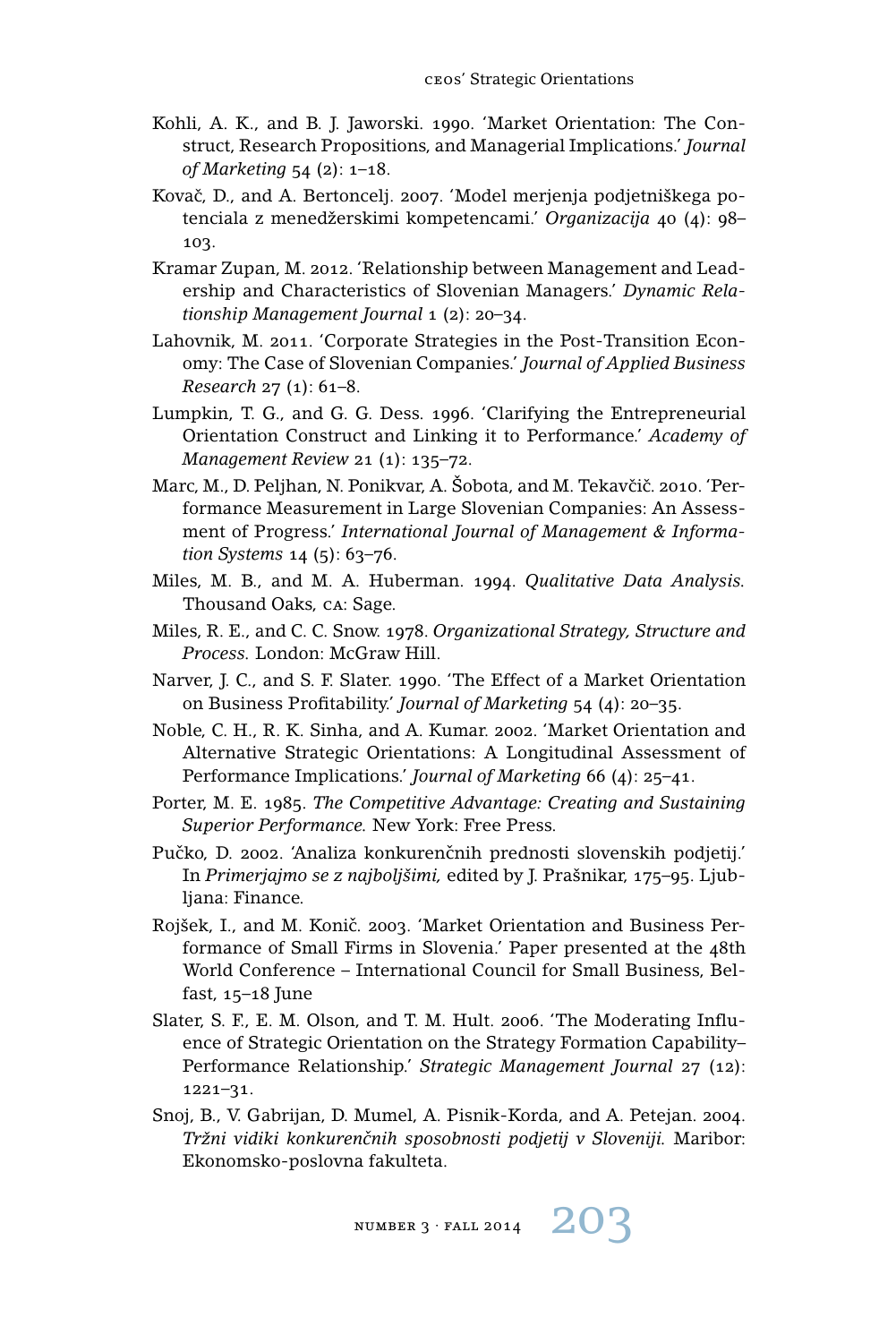Kohli, A. K., and B. J. Jaworski. 1990. 'Market Orientation: The Construct, Research Propositions, and Managerial Implications.' *Journal of Marketing* 54 (2): 1–18.

Kovač, D., and A. Bertoncelj. 2007. 'Model merjenja podjetniškega potenciala z menedžerskimi kompetencami.' *Organizacija* 40 (4): 98–103.

Kramar Zupan, M. 2012. 'Relationship between Management and Leadership and Characteristics of Slovenian Managers.' *Dynamic Relationship Management Journal* 1 (2): 20–34.

Lahovnik, M. 2011. 'Corporate Strategies in the Post-Transition Economy: The Case of Slovenian Companies.' *Journal of Applied Business Research* 27 (1): 61–8.

Lumpkin, T. G., and G. G. Dess. 1996. 'Clarifying the Entrepreneurial Orientation Construct and Linking it to Performance.' *Academy of Management Review* 21 (1): 135–72.

Marc, M., D. Peljhan, N. Ponikvar, A. Šobota, and M. Tekavčič. 2010. 'Performance Measurement in Large Slovenian Companies: An Assessment of Progress.' *International Journal of Management & Information Systems* 14 (5): 63–76.

Miles, M. B., and M. A. Huberman. 1994. *Qualitative Data Analysis.* Thousand Oaks, CA: Sage.

Miles, R. E., and C. C. Snow. 1978. *Organizational Strategy, Structure and Process.* London: McGraw Hill.

Narver, J. C., and S. F. Slater. 1990. 'The Effect of a Market Orientation on Business Profitability.' *Journal of Marketing* 54 (4): 20–35.

Noble, C. H., R. K. Sinha, and A. Kumar. 2002. 'Market Orientation and Alternative Strategic Orientations: A Longitudinal Assessment of Performance Implications.' *Journal of Marketing* 66 (4): 25–41.

Porter, M. E. 1985. *The Competitive Advantage: Creating and Sustaining Superior Performance.* New York: Free Press.

Pučko, D. 2002. 'Analiza konkurenčnih prednosti slovenskih podjetij.' In *Primerjajmo se z najboljšimi,* edited by J. Prašnikar, 175–95. Ljubljana: Finance.

Rojšek, I., and M. Konič. 2003. 'Market Orientation and Business Performance of Small Firms in Slovenia.' Paper presented at the 48th World Conference – International Council for Small Business, Belfast, 15–18 June

Slater, S. F., E. M. Olson, and T. M. Hult. 2006. 'The Moderating Influence of Strategic Orientation on the Strategy Formation Capability–Performance Relationship.' *Strategic Management Journal* 27 (12): 1221–31.

Snoj, B., V. Gabrijan, D. Mumel, A. Pisnik-Korda, and A. Petejan. 2004. *Tržni vidiki konkurenčnih sposobnosti podjetij v Sloveniji.* Maribor: Ekonomsko-poslovna fakulteta.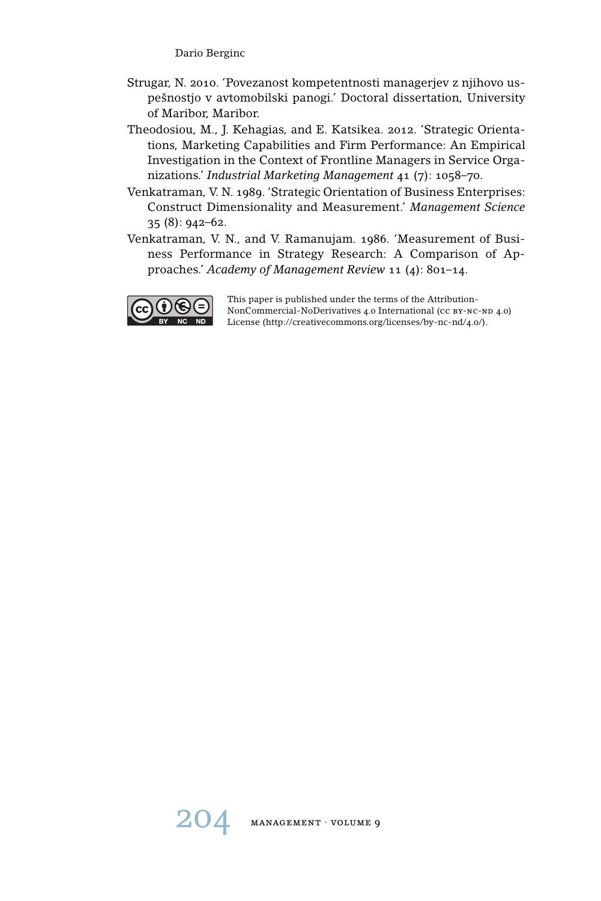Strugar, N. 2010. 'Povezanost kompetentnosti managerjev z njihovo uspešnostjo v avtomobilski panogi.' Doctoral dissertation, University of Maribor, Maribor.

Theodosiou, M., J. Kehagias, and E. Katsikea. 2012. 'Strategic Orientations, Marketing Capabilities and Firm Performance: An Empirical Investigation in the Context of Frontline Managers in Service Organizations.' *Industrial Marketing Management* 41 (7): 1058–70.

Venkatraman, V. N. 1989. 'Strategic Orientation of Business Enterprises: Construct Dimensionality and Measurement.' *Management Science* 35 (8): 942–62.

Venkatraman, V. N., and V. Ramanujam. 1986. 'Measurement of Business Performance in Strategy Research: A Comparison of Approaches.' *Academy of Management Review* 11 (4): 801–14.

This paper is published under the terms of the Attribution-NonCommercial-NoDerivatives 4.0 International (CC BY-NC-ND 4.0) License (http://creativecommons.org/licenses/by-nc-nd/4.0/).